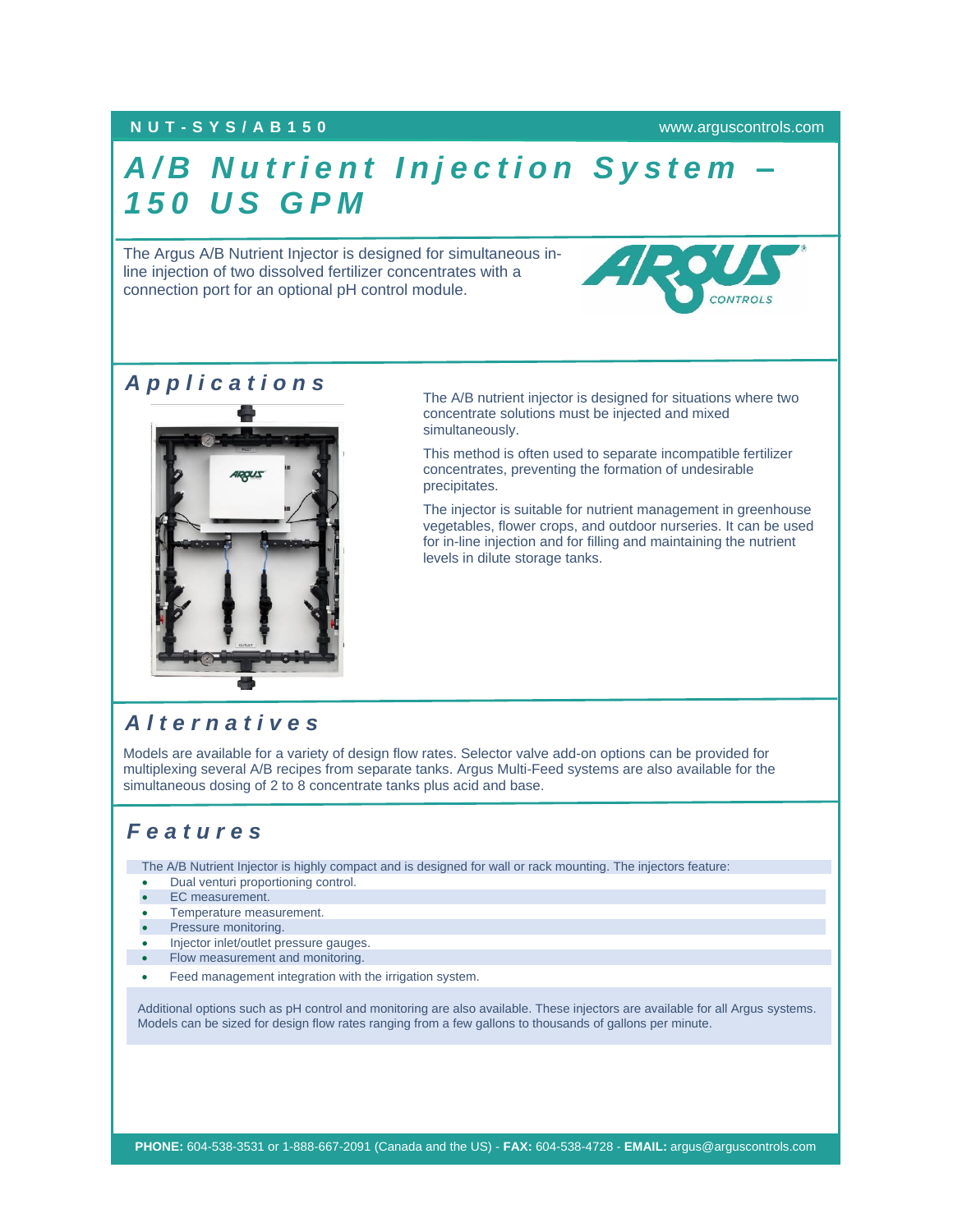NUT-SYS/AB150

www.arguscontrols.com

# A/B Nutrient Injection System – 150 US GPM

The Argus A/B Nutrient Injector is designed for simultaneous in-line injection of two dissolved fertilizer concentrates with a connection port for an optional pH control module.

## Applications

The A/B nutrient injector is designed for situations where two concentrate solutions must be injected and mixed simultaneously.

This method is often used to separate incompatible fertilizer concentrates, preventing the formation of undesirable precipitates.

The injector is suitable for nutrient management in greenhouse vegetables, flower crops, and outdoor nurseries. It can be used for in-line injection and for filling and maintaining the nutrient levels in dilute storage tanks.

## Alternatives

Models are available for a variety of design flow rates. Selector valve add-on options can be provided for multiplexing several A/B recipes from separate tanks. Argus Multi-Feed systems are also available for the simultaneous dosing of 2 to 8 concentrate tanks plus acid and base.

## Features

The A/B Nutrient Injector is highly compact and is designed for wall or rack mounting. The injectors feature:

- Dual venturi proportioning control.
- EC measurement.
- Temperature measurement.
- Pressure monitoring.
- Injector inlet/outlet pressure gauges.
- Flow measurement and monitoring.
- Feed management integration with the irrigation system.

Additional options such as pH control and monitoring are also available. These injectors are available for all Argus systems. Models can be sized for design flow rates ranging from a few gallons to thousands of gallons per minute.

**PHONE:** 604-538-3531 or 1-888-667-2091 (Canada and the US) - **FAX:** 604-538-4728 - **EMAIL:** argus@arguscontrols.com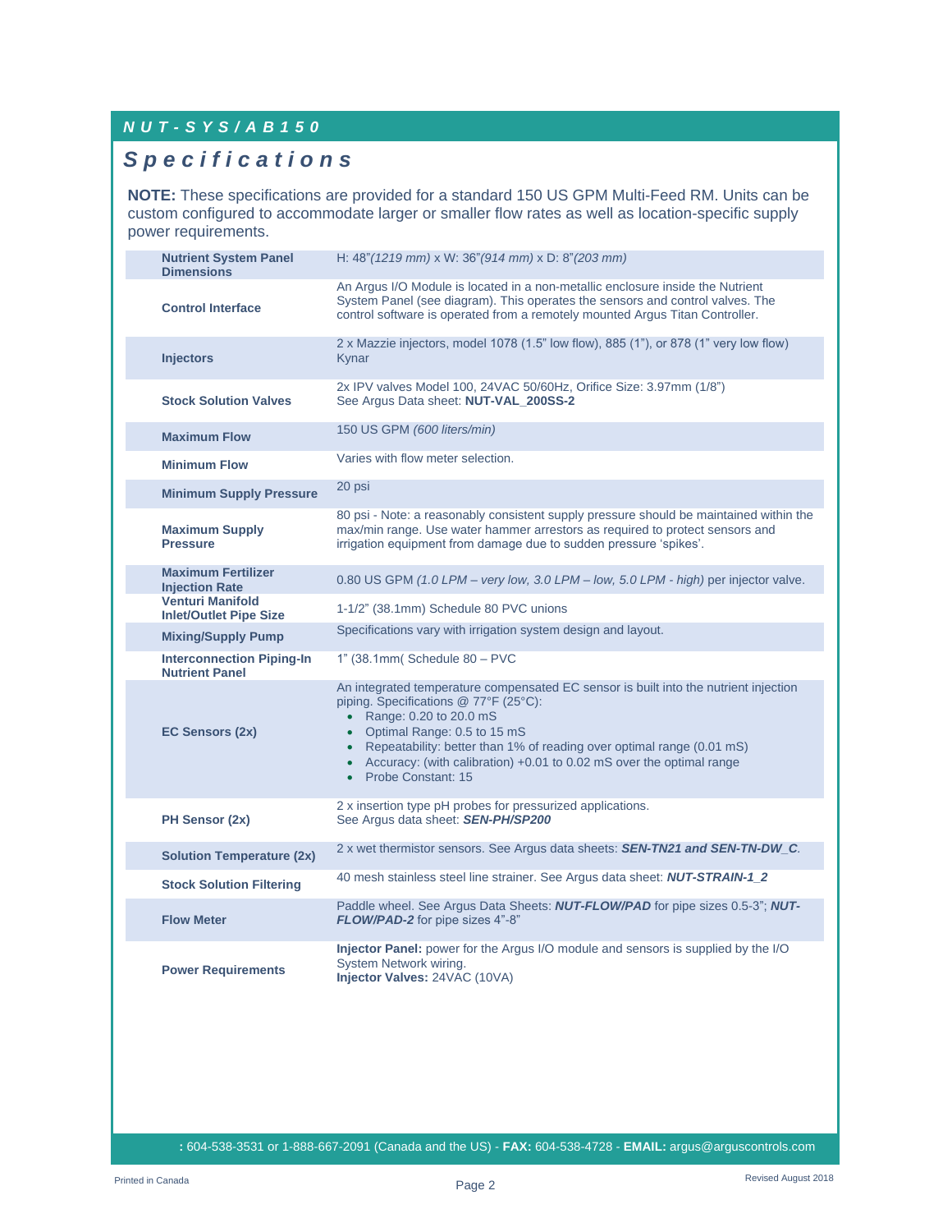**NUT-SYS/AB150**

# Specifications

**NOTE:** These specifications are provided for a standard 150 US GPM Multi-Feed RM. Units can be custom configured to accommodate larger or smaller flow rates as well as location-specific supply power requirements.

| | |
|---|---|
| **Nutrient System Panel Dimensions** | H: 48"*(1219 mm)* x W: 36"*(914 mm)* x D: 8"*(203 mm)* |
| **Control Interface** | An Argus I/O Module is located in a non-metallic enclosure inside the Nutrient System Panel (see diagram). This operates the sensors and control valves. The control software is operated from a remotely mounted Argus Titan Controller. |
| **Injectors** | 2 x Mazzie injectors, model 1078 (1.5" low flow), 885 (1"), or 878 (1" very low flow) Kynar |
| **Stock Solution Valves** | 2x IPV valves Model 100, 24VAC 50/60Hz, Orifice Size: 3.97mm (1/8")<br>See Argus Data sheet: **NUT-VAL_200SS-2** |
| **Maximum Flow** | 150 US GPM *(600 liters/min)* |
| **Minimum Flow** | Varies with flow meter selection. |
| **Minimum Supply Pressure** | 20 psi |
| **Maximum Supply Pressure** | 80 psi - Note: a reasonably consistent supply pressure should be maintained within the max/min range. Use water hammer arrestors as required to protect sensors and irrigation equipment from damage due to sudden pressure 'spikes'. |
| **Maximum Fertilizer Injection Rate** | 0.80 US GPM *(1.0 LPM – very low, 3.0 LPM – low, 5.0 LPM - high)* per injector valve. |
| **Venturi Manifold Inlet/Outlet Pipe Size** | 1-1/2" (38.1mm) Schedule 80 PVC unions |
| **Mixing/Supply Pump** | Specifications vary with irrigation system design and layout. |
| **Interconnection Piping-In Nutrient Panel** | 1" (38.1mm( Schedule 80 – PVC |
| **EC Sensors (2x)** | An integrated temperature compensated EC sensor is built into the nutrient injection piping. Specifications @ 77°F (25°C):<br>• Range: 0.20 to 20.0 mS<br>• Optimal Range: 0.5 to 15 mS<br>• Repeatability: better than 1% of reading over optimal range (0.01 mS)<br>• Accuracy: (with calibration) +0.01 to 0.02 mS over the optimal range<br>• Probe Constant: 15 |
| **PH Sensor (2x)** | 2 x insertion type pH probes for pressurized applications.<br>See Argus data sheet: ***SEN-PH/SP200*** |
| **Solution Temperature (2x)** | 2 x wet thermistor sensors. See Argus data sheets: ***SEN-TN21 and SEN-TN-DW_C***. |
| **Stock Solution Filtering** | 40 mesh stainless steel line strainer. See Argus data sheet: ***NUT-STRAIN-1_2*** |
| **Flow Meter** | Paddle wheel. See Argus Data Sheets: ***NUT-FLOW/PAD*** for pipe sizes 0.5-3"; ***NUT-FLOW/PAD-2*** for pipe sizes 4"-8" |
| **Power Requirements** | **Injector Panel:** power for the Argus I/O module and sensors is supplied by the I/O System Network wiring.<br>**Injector Valves:** 24VAC (10VA) |

**:** 604-538-3531 or 1-888-667-2091 (Canada and the US) - **FAX:** 604-538-4728 - **EMAIL:** argus@arguscontrols.com

Printed in Canada

Revised August 2018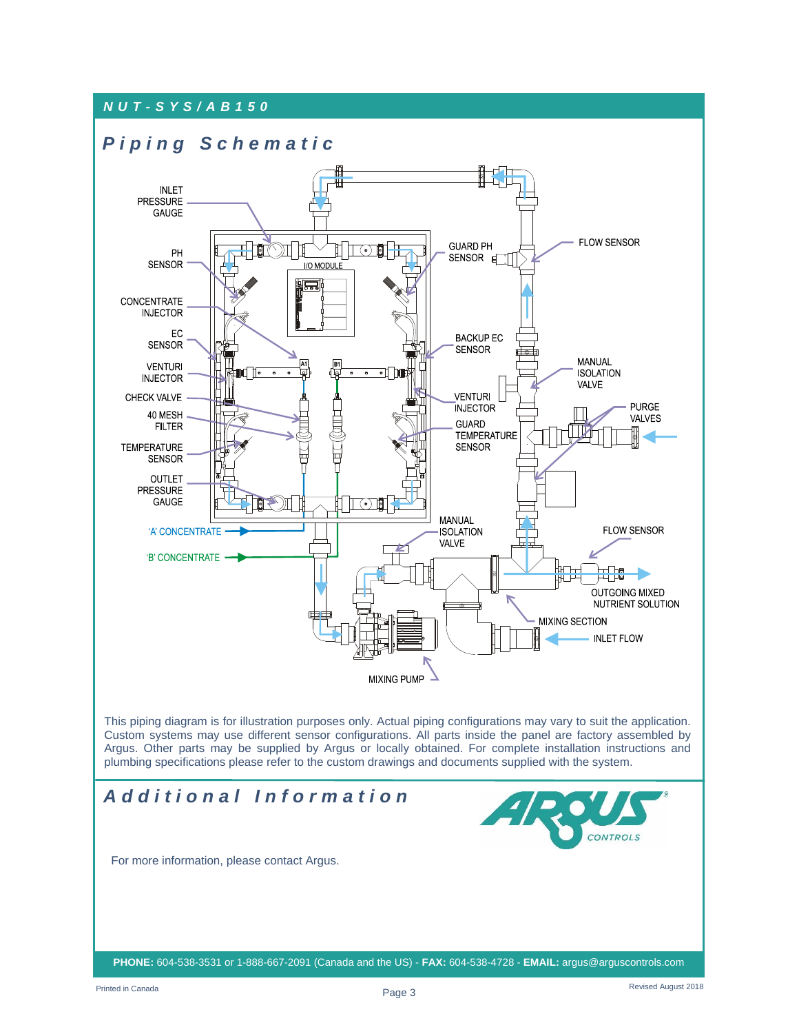## NUT-SYS/AB150

## Piping Schematic

INLET PRESSURE GAUGE
PH SENSOR
CONCENTRATE INJECTOR
EC SENSOR
VENTURI INJECTOR
CHECK VALVE
40 MESH FILTER
TEMPERATURE SENSOR
OUTLET PRESSURE GAUGE
'A' CONCENTRATE
'B' CONCENTRATE
I/O MODULE
A1
B1
GUARD PH SENSOR
FLOW SENSOR
BACKUP EC SENSOR
MANUAL ISOLATION VALVE
VENTURI INJECTOR
GUARD TEMPERATURE SENSOR
PURGE VALVES
MANUAL ISOLATION VALVE
FLOW SENSOR
OUTGOING MIXED NUTRIENT SOLUTION
MIXING SECTION
INLET FLOW
MIXING PUMP

This piping diagram is for illustration purposes only. Actual piping configurations may vary to suit the application. Custom systems may use different sensor configurations. All parts inside the panel are factory assembled by Argus. Other parts may be supplied by Argus or locally obtained. For complete installation instructions and plumbing specifications please refer to the custom drawings and documents supplied with the system.

## Additional Information

ARGUS CONTROLS

For more information, please contact Argus.

**PHONE:** 604-538-3531 or 1-888-667-2091 (Canada and the US) - **FAX:** 604-538-4728 - **EMAIL:** argus@arguscontrols.com

Printed in Canada

Revised August 2018